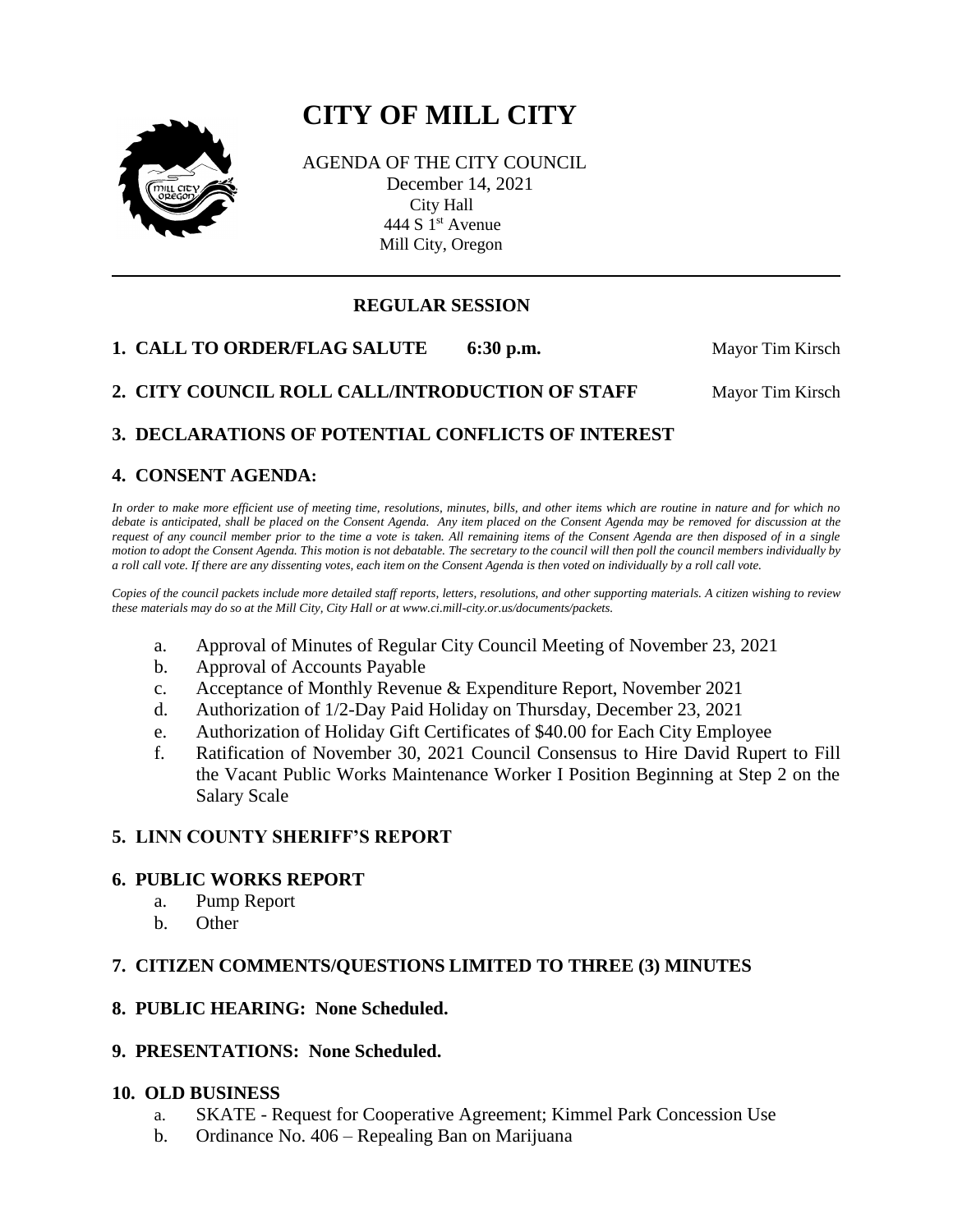# CITY OF MILL CITY

AGENDA OF THE CITY COUNCIL
December 14, 2021
City Hall
444 S 1st Avenue
Mill City, Oregon

---

## REGULAR SESSION

**1. CALL TO ORDER/FLAG SALUTE 6:30 p.m.** Mayor Tim Kirsch

**2. CITY COUNCIL ROLL CALL/INTRODUCTION OF STAFF** Mayor Tim Kirsch

**3. DECLARATIONS OF POTENTIAL CONFLICTS OF INTEREST**

**4. CONSENT AGENDA:**

*In order to make more efficient use of meeting time, resolutions, minutes, bills, and other items which are routine in nature and for which no debate is anticipated, shall be placed on the Consent Agenda. Any item placed on the Consent Agenda may be removed for discussion at the request of any council member prior to the time a vote is taken. All remaining items of the Consent Agenda are then disposed of in a single motion to adopt the Consent Agenda. This motion is not debatable. The secretary to the council will then poll the council members individually by a roll call vote. If there are any dissenting votes, each item on the Consent Agenda is then voted on individually by a roll call vote.*

*Copies of the council packets include more detailed staff reports, letters, resolutions, and other supporting materials. A citizen wishing to review these materials may do so at the Mill City, City Hall or at www.ci.mill-city.or.us/documents/packets.*

a. Approval of Minutes of Regular City Council Meeting of November 23, 2021
b. Approval of Accounts Payable
c. Acceptance of Monthly Revenue & Expenditure Report, November 2021
d. Authorization of 1/2-Day Paid Holiday on Thursday, December 23, 2021
e. Authorization of Holiday Gift Certificates of $40.00 for Each City Employee
f. Ratification of November 30, 2021 Council Consensus to Hire David Rupert to Fill the Vacant Public Works Maintenance Worker I Position Beginning at Step 2 on the Salary Scale

**5. LINN COUNTY SHERIFF'S REPORT**

**6. PUBLIC WORKS REPORT**

a. Pump Report
b. Other

**7. CITIZEN COMMENTS/QUESTIONS LIMITED TO THREE (3) MINUTES**

**8. PUBLIC HEARING: None Scheduled.**

**9. PRESENTATIONS: None Scheduled.**

**10. OLD BUSINESS**

a. SKATE - Request for Cooperative Agreement; Kimmel Park Concession Use
b. Ordinance No. 406 – Repealing Ban on Marijuana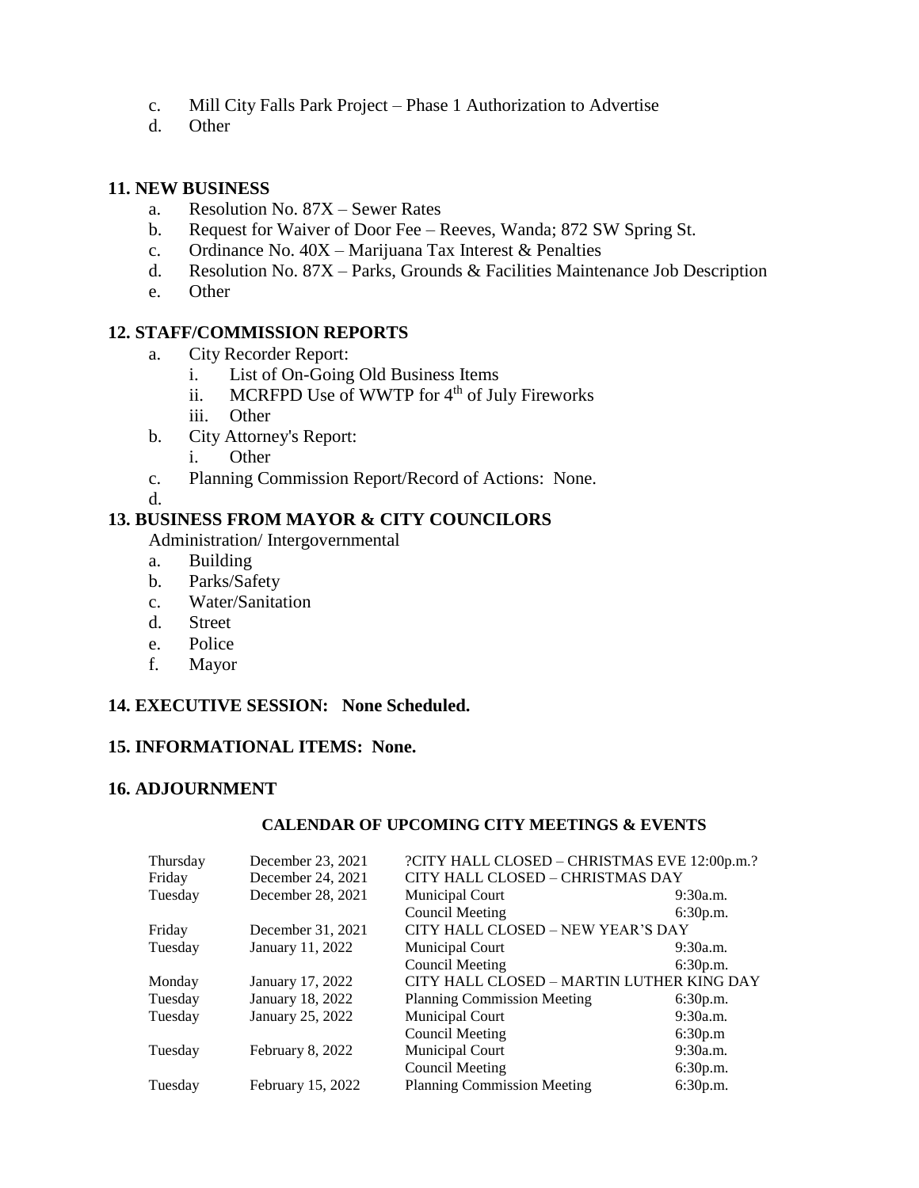c. Mill City Falls Park Project – Phase 1 Authorization to Advertise
d. Other

## 11. NEW BUSINESS

a. Resolution No. 87X – Sewer Rates
b. Request for Waiver of Door Fee – Reeves, Wanda; 872 SW Spring St.
c. Ordinance No. 40X – Marijuana Tax Interest & Penalties
d. Resolution No. 87X – Parks, Grounds & Facilities Maintenance Job Description
e. Other

## 12. STAFF/COMMISSION REPORTS

a. City Recorder Report:
   i. List of On-Going Old Business Items
   ii. MCRFPD Use of WWTP for 4th of July Fireworks
   iii. Other
b. City Attorney's Report:
   i. Other
c. Planning Commission Report/Record of Actions: None.
d.

## 13. BUSINESS FROM MAYOR & CITY COUNCILORS

Administration/ Intergovernmental

a. Building
b. Parks/Safety
c. Water/Sanitation
d. Street
e. Police
f. Mayor

## 14. EXECUTIVE SESSION: None Scheduled.

## 15. INFORMATIONAL ITEMS: None.

## 16. ADJOURNMENT

### CALENDAR OF UPCOMING CITY MEETINGS & EVENTS

| | | | |
|---|---|---|---|
| Thursday | December 23, 2021 | ?CITY HALL CLOSED – CHRISTMAS EVE 12:00p.m.? | |
| Friday | December 24, 2021 | CITY HALL CLOSED – CHRISTMAS DAY | |
| Tuesday | December 28, 2021 | Municipal Court | 9:30a.m. |
| | | Council Meeting | 6:30p.m. |
| Friday | December 31, 2021 | CITY HALL CLOSED – NEW YEAR'S DAY | |
| Tuesday | January 11, 2022 | Municipal Court | 9:30a.m. |
| | | Council Meeting | 6:30p.m. |
| Monday | January 17, 2022 | CITY HALL CLOSED – MARTIN LUTHER KING DAY | |
| Tuesday | January 18, 2022 | Planning Commission Meeting | 6:30p.m. |
| Tuesday | January 25, 2022 | Municipal Court | 9:30a.m. |
| | | Council Meeting | 6:30p.m |
| Tuesday | February 8, 2022 | Municipal Court | 9:30a.m. |
| | | Council Meeting | 6:30p.m. |
| Tuesday | February 15, 2022 | Planning Commission Meeting | 6:30p.m. |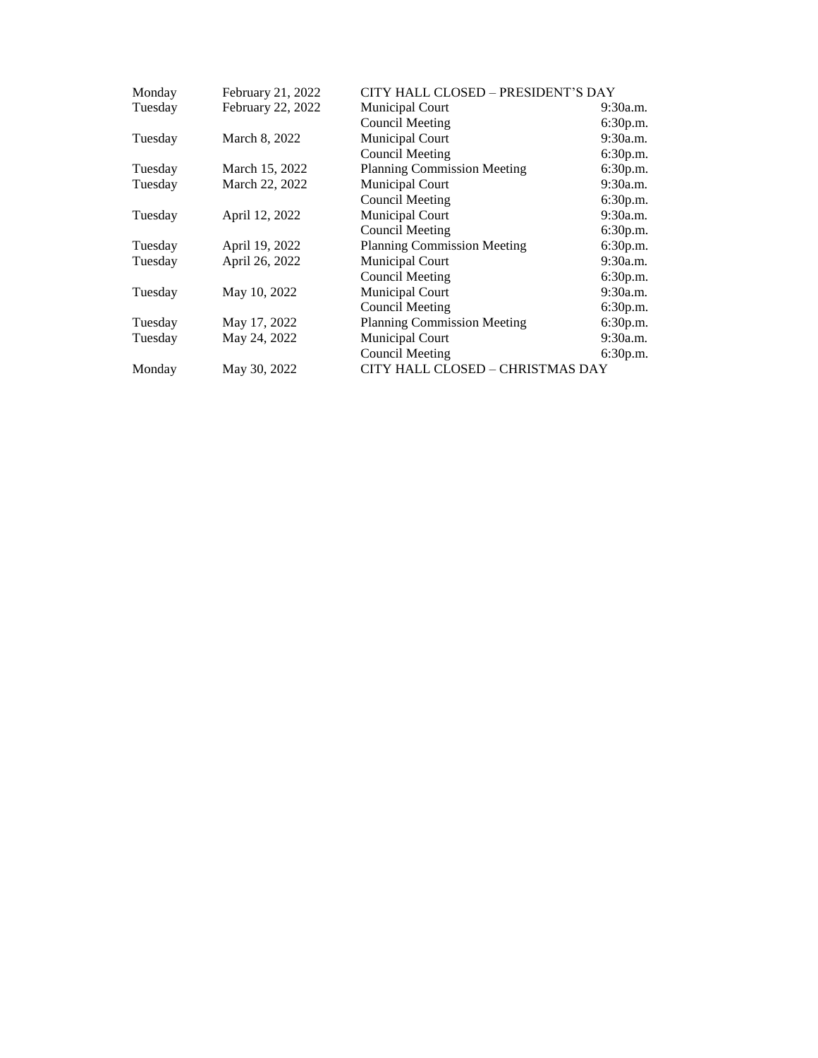| | | | |
|---|---|---|---|
| Monday | February 21, 2022 | CITY HALL CLOSED – PRESIDENT'S DAY | |
| Tuesday | February 22, 2022 | Municipal Court | 9:30a.m. |
| | | Council Meeting | 6:30p.m. |
| Tuesday | March 8, 2022 | Municipal Court | 9:30a.m. |
| | | Council Meeting | 6:30p.m. |
| Tuesday | March 15, 2022 | Planning Commission Meeting | 6:30p.m. |
| Tuesday | March 22, 2022 | Municipal Court | 9:30a.m. |
| | | Council Meeting | 6:30p.m. |
| Tuesday | April 12, 2022 | Municipal Court | 9:30a.m. |
| | | Council Meeting | 6:30p.m. |
| Tuesday | April 19, 2022 | Planning Commission Meeting | 6:30p.m. |
| Tuesday | April 26, 2022 | Municipal Court | 9:30a.m. |
| | | Council Meeting | 6:30p.m. |
| Tuesday | May 10, 2022 | Municipal Court | 9:30a.m. |
| | | Council Meeting | 6:30p.m. |
| Tuesday | May 17, 2022 | Planning Commission Meeting | 6:30p.m. |
| Tuesday | May 24, 2022 | Municipal Court | 9:30a.m. |
| | | Council Meeting | 6:30p.m. |
| Monday | May 30, 2022 | CITY HALL CLOSED – CHRISTMAS DAY | |